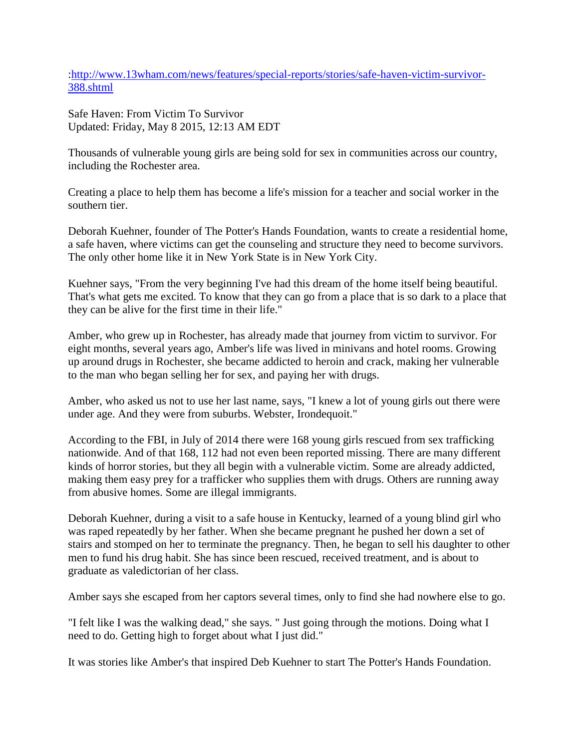:[http://www.13wham.com/news/features/special-reports/stories/safe-haven-victim-survivor-388.shtml](http://www.13wham.com/news/features/special-reports/stories/safe-haven-victim-survivor-388.shtml)

Safe Haven: From Victim To Survivor
Updated: Friday, May 8 2015, 12:13 AM EDT

Thousands of vulnerable young girls are being sold for sex in communities across our country, including the Rochester area.

Creating a place to help them has become a life's mission for a teacher and social worker in the southern tier.

Deborah Kuehner, founder of The Potter's Hands Foundation, wants to create a residential home, a safe haven, where victims can get the counseling and structure they need to become survivors. The only other home like it in New York State is in New York City.

Kuehner says, "From the very beginning I've had this dream of the home itself being beautiful. That's what gets me excited. To know that they can go from a place that is so dark to a place that they can be alive for the first time in their life."

Amber, who grew up in Rochester, has already made that journey from victim to survivor. For eight months, several years ago, Amber's life was lived in minivans and hotel rooms. Growing up around drugs in Rochester, she became addicted to heroin and crack, making her vulnerable to the man who began selling her for sex, and paying her with drugs.

Amber, who asked us not to use her last name, says, "I knew a lot of young girls out there were under age. And they were from suburbs. Webster, Irondequoit."

According to the FBI, in July of 2014 there were 168 young girls rescued from sex trafficking nationwide. And of that 168, 112 had not even been reported missing. There are many different kinds of horror stories, but they all begin with a vulnerable victim. Some are already addicted, making them easy prey for a trafficker who supplies them with drugs. Others are running away from abusive homes. Some are illegal immigrants.

Deborah Kuehner, during a visit to a safe house in Kentucky, learned of a young blind girl who was raped repeatedly by her father. When she became pregnant he pushed her down a set of stairs and stomped on her to terminate the pregnancy. Then, he began to sell his daughter to other men to fund his drug habit. She has since been rescued, received treatment, and is about to graduate as valedictorian of her class.

Amber says she escaped from her captors several times, only to find she had nowhere else to go.

"I felt like I was the walking dead," she says. " Just going through the motions. Doing what I need to do. Getting high to forget about what I just did."

It was stories like Amber's that inspired Deb Kuehner to start The Potter's Hands Foundation.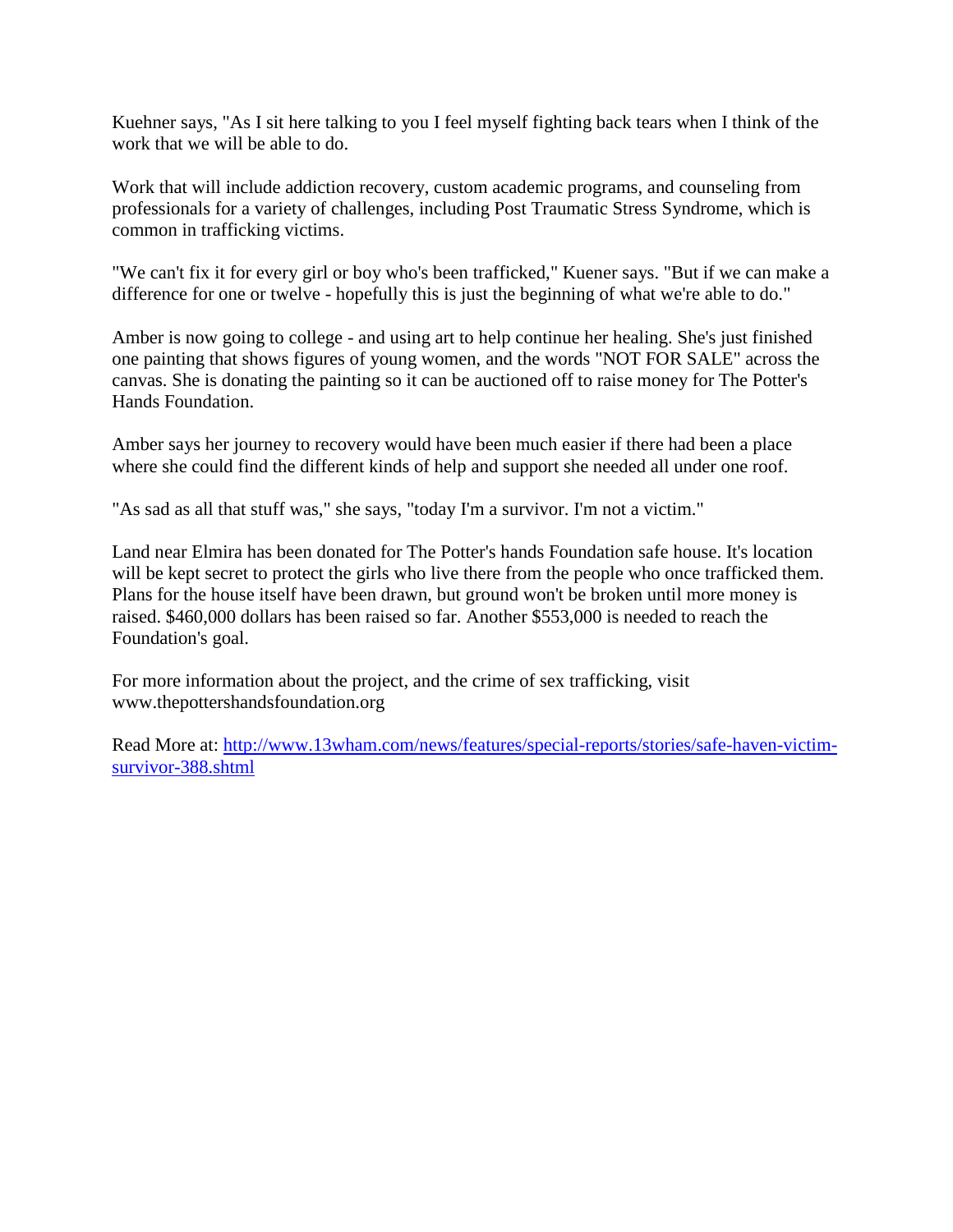Kuehner says, "As I sit here talking to you I feel myself fighting back tears when I think of the work that we will be able to do.

Work that will include addiction recovery, custom academic programs, and counseling from professionals for a variety of challenges, including Post Traumatic Stress Syndrome, which is common in trafficking victims.

"We can't fix it for every girl or boy who's been trafficked," Kuener says. "But if we can make a difference for one or twelve - hopefully this is just the beginning of what we're able to do."

Amber is now going to college - and using art to help continue her healing. She's just finished one painting that shows figures of young women, and the words "NOT FOR SALE" across the canvas. She is donating the painting so it can be auctioned off to raise money for The Potter's Hands Foundation.

Amber says her journey to recovery would have been much easier if there had been a place where she could find the different kinds of help and support she needed all under one roof.

"As sad as all that stuff was," she says, "today I'm a survivor. I'm not a victim."

Land near Elmira has been donated for The Potter's hands Foundation safe house. It's location will be kept secret to protect the girls who live there from the people who once trafficked them. Plans for the house itself have been drawn, but ground won't be broken until more money is raised. $460,000 dollars has been raised so far. Another $553,000 is needed to reach the Foundation's goal.

For more information about the project, and the crime of sex trafficking, visit www.thepottershandsfoundation.org

Read More at: [http://www.13wham.com/news/features/special-reports/stories/safe-haven-victim-survivor-388.shtml](http://www.13wham.com/news/features/special-reports/stories/safe-haven-victim-survivor-388.shtml)